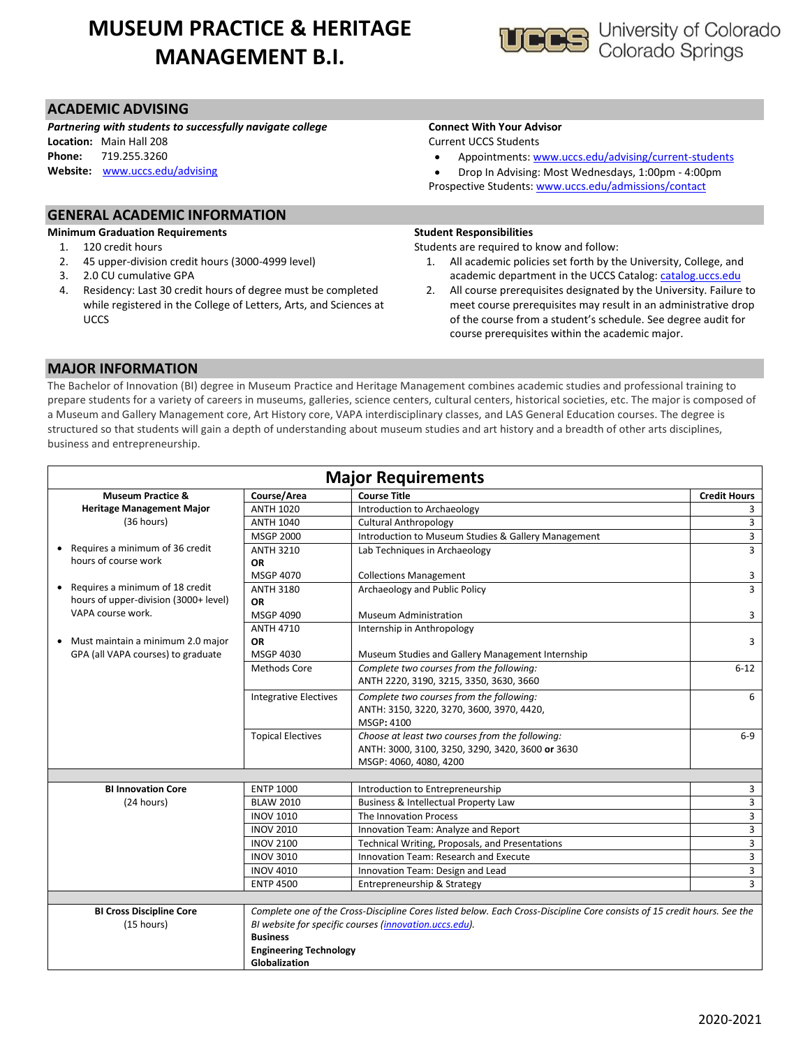# MUSEUM PRACTICE & HERITAGE MANAGEMENT B.I.

University of Colorado Colorado Springs

## ACADEMIC ADVISING

***Partnering with students to successfully navigate college***

**Location:** Main Hall 208
**Phone:** 719.255.3260
**Website:** www.uccs.edu/advising

**Connect With Your Advisor**

Current UCCS Students

- Appointments: www.uccs.edu/advising/current-students
- Drop In Advising: Most Wednesdays, 1:00pm - 4:00pm

Prospective Students: www.uccs.edu/admissions/contact

## GENERAL ACADEMIC INFORMATION

**Minimum Graduation Requirements**

1. 120 credit hours
2. 45 upper-division credit hours (3000-4999 level)
3. 2.0 CU cumulative GPA
4. Residency: Last 30 credit hours of degree must be completed while registered in the College of Letters, Arts, and Sciences at UCCS

**Student Responsibilities**

Students are required to know and follow:

1. All academic policies set forth by the University, College, and academic department in the UCCS Catalog: catalog.uccs.edu
2. All course prerequisites designated by the University. Failure to meet course prerequisites may result in an administrative drop of the course from a student's schedule. See degree audit for course prerequisites within the academic major.

## MAJOR INFORMATION

The Bachelor of Innovation (BI) degree in Museum Practice and Heritage Management combines academic studies and professional training to prepare students for a variety of careers in museums, galleries, science centers, cultural centers, historical societies, etc. The major is composed of a Museum and Gallery Management core, Art History core, VAPA interdisciplinary classes, and LAS General Education courses. The degree is structured so that students will gain a depth of understanding about museum studies and art history and a breadth of other arts disciplines, business and entrepreneurship.

## Major Requirements

| **Museum Practice & Heritage Management Major** (36 hours) | **Course/Area** | **Course Title** | **Credit Hours** |
|---|---|---|---|
| | ANTH 1020 | Introduction to Archaeology | 3 |
| | ANTH 1040 | Cultural Anthropology | 3 |
| | MSGP 2000 | Introduction to Museum Studies & Gallery Management | 3 |
| • Requires a minimum of 36 credit hours of course work | ANTH 3210 **OR** MSGP 4070 | Lab Techniques in Archaeology / Collections Management | 3 / 3 |
| • Requires a minimum of 18 credit hours of upper-division (3000+ level) VAPA course work. | ANTH 3180 **OR** MSGP 4090 | Archaeology and Public Policy / Museum Administration | 3 / 3 |
| • Must maintain a minimum 2.0 major GPA (all VAPA courses) to graduate | ANTH 4710 **OR** MSGP 4030 | Internship in Anthropology / Museum Studies and Gallery Management Internship | 3 |
| | Methods Core | *Complete two courses from the following:* ANTH 2220, 3190, 3215, 3350, 3630, 3660 | 6-12 |
| | Integrative Electives | *Complete two courses from the following:* ANTH: 3150, 3220, 3270, 3600, 3970, 4420, MSGP**:** 4100 | 6 |
| | Topical Electives | *Choose at least two courses from the following:* ANTH: 3000, 3100, 3250, 3290, 3420, 3600 **or** 3630 MSGP: 4060, 4080, 4200 | 6-9 |
| **BI Innovation Core** (24 hours) | ENTP 1000 | Introduction to Entrepreneurship | 3 |
| | BLAW 2010 | Business & Intellectual Property Law | 3 |
| | INOV 1010 | The Innovation Process | 3 |
| | INOV 2010 | Innovation Team: Analyze and Report | 3 |
| | INOV 2100 | Technical Writing, Proposals, and Presentations | 3 |
| | INOV 3010 | Innovation Team: Research and Execute | 3 |
| | INOV 4010 | Innovation Team: Design and Lead | 3 |
| | ENTP 4500 | Entrepreneurship & Strategy | 3 |
| **BI Cross Discipline Core** (15 hours) | *Complete one of the Cross-Discipline Cores listed below. Each Cross-Discipline Core consists of 15 credit hours. See the BI website for specific courses (innovation.uccs.edu).* **Business** **Engineering Technology** **Globalization** | | |

2020-2021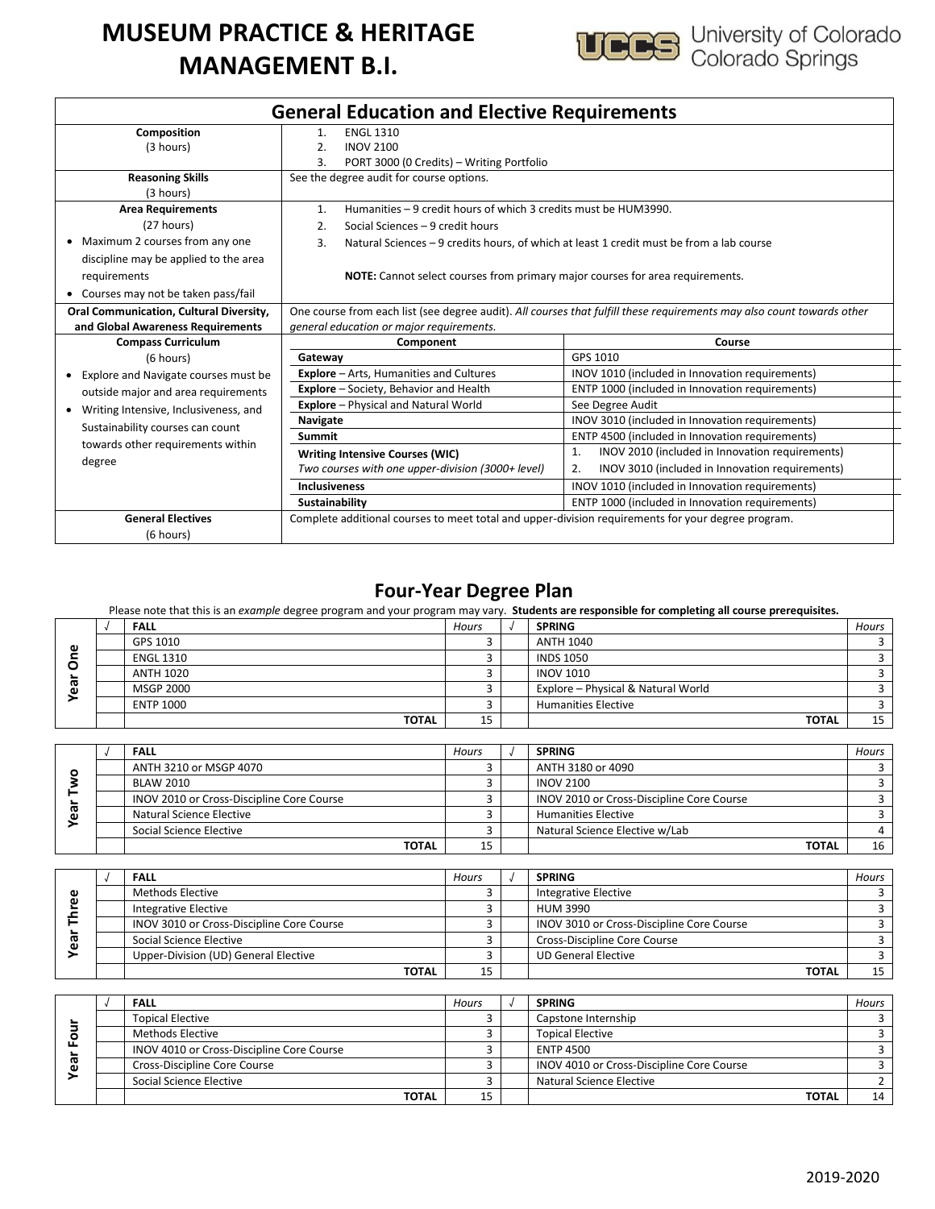# MUSEUM PRACTICE & HERITAGE MANAGEMENT B.I.

University of Colorado Colorado Springs

## General Education and Elective Requirements

| | |
|---|---|
| **Composition** (3 hours) | 1. ENGL 1310<br>2. INOV 2100<br>3. PORT 3000 (0 Credits) – Writing Portfolio |
| **Reasoning Skills** (3 hours) | See the degree audit for course options. |
| **Area Requirements** (27 hours)<br>• Maximum 2 courses from any one discipline may be applied to the area requirements<br>• Courses may not be taken pass/fail | 1. Humanities – 9 credit hours of which 3 credits must be HUM3990.<br>2. Social Sciences – 9 credit hours<br>3. Natural Sciences – 9 credits hours, of which at least 1 credit must be from a lab course<br><br>**NOTE:** Cannot select courses from primary major courses for area requirements. |
| **Oral Communication, Cultural Diversity, and Global Awareness Requirements** | One course from each list (see degree audit). *All courses that fulfill these requirements may also count towards other general education or major requirements.* |
| **Compass Curriculum** (6 hours)<br>• Explore and Navigate courses must be outside major and area requirements<br>• Writing Intensive, Inclusiveness, and Sustainability courses can count towards other requirements within degree | See Compass Curriculum table below |
| **General Electives** (6 hours) | Complete additional courses to meet total and upper-division requirements for your degree program. |

**Compass Curriculum**

| Component | Course |
|---|---|
| **Gateway** | GPS 1010 |
| **Explore** – Arts, Humanities and Cultures | INOV 1010 (included in Innovation requirements) |
| **Explore** – Society, Behavior and Health | ENTP 1000 (included in Innovation requirements) |
| **Explore** – Physical and Natural World | See Degree Audit |
| **Navigate** | INOV 3010 (included in Innovation requirements) |
| **Summit** | ENTP 4500 (included in Innovation requirements) |
| **Writing Intensive Courses (WIC)**<br>*Two courses with one upper-division (3000+ level)* | 1. INOV 2010 (included in Innovation requirements)<br>2. INOV 3010 (included in Innovation requirements) |
| **Inclusiveness** | INOV 1010 (included in Innovation requirements) |
| **Sustainability** | ENTP 1000 (included in Innovation requirements) |

## Four-Year Degree Plan

Please note that this is an *example* degree program and your program may vary. **Students are responsible for completing all course prerequisites.**

### Year One

| √ | FALL | Hours | √ | SPRING | Hours |
|---|---|---|---|---|---|
| | GPS 1010 | 3 | | ANTH 1040 | 3 |
| | ENGL 1310 | 3 | | INDS 1050 | 3 |
| | ANTH 1020 | 3 | | INOV 1010 | 3 |
| | MSGP 2000 | 3 | | Explore – Physical & Natural World | 3 |
| | ENTP 1000 | 3 | | Humanities Elective | 3 |
| | **TOTAL** | 15 | | **TOTAL** | 15 |

### Year Two

| √ | FALL | Hours | √ | SPRING | Hours |
|---|---|---|---|---|---|
| | ANTH 3210 or MSGP 4070 | 3 | | ANTH 3180 or 4090 | 3 |
| | BLAW 2010 | 3 | | INOV 2100 | 3 |
| | INOV 2010 or Cross-Discipline Core Course | 3 | | INOV 2010 or Cross-Discipline Core Course | 3 |
| | Natural Science Elective | 3 | | Humanities Elective | 3 |
| | Social Science Elective | 3 | | Natural Science Elective w/Lab | 4 |
| | **TOTAL** | 15 | | **TOTAL** | 16 |

### Year Three

| √ | FALL | Hours | √ | SPRING | Hours |
|---|---|---|---|---|---|
| | Methods Elective | 3 | | Integrative Elective | 3 |
| | Integrative Elective | 3 | | HUM 3990 | 3 |
| | INOV 3010 or Cross-Discipline Core Course | 3 | | INOV 3010 or Cross-Discipline Core Course | 3 |
| | Social Science Elective | 3 | | Cross-Discipline Core Course | 3 |
| | Upper-Division (UD) General Elective | 3 | | UD General Elective | 3 |
| | **TOTAL** | 15 | | **TOTAL** | 15 |

### Year Four

| √ | FALL | Hours | √ | SPRING | Hours |
|---|---|---|---|---|---|
| | Topical Elective | 3 | | Capstone Internship | 3 |
| | Methods Elective | 3 | | Topical Elective | 3 |
| | INOV 4010 or Cross-Discipline Core Course | 3 | | ENTP 4500 | 3 |
| | Cross-Discipline Core Course | 3 | | INOV 4010 or Cross-Discipline Core Course | 3 |
| | Social Science Elective | 3 | | Natural Science Elective | 2 |
| | **TOTAL** | 15 | | **TOTAL** | 14 |

2019-2020